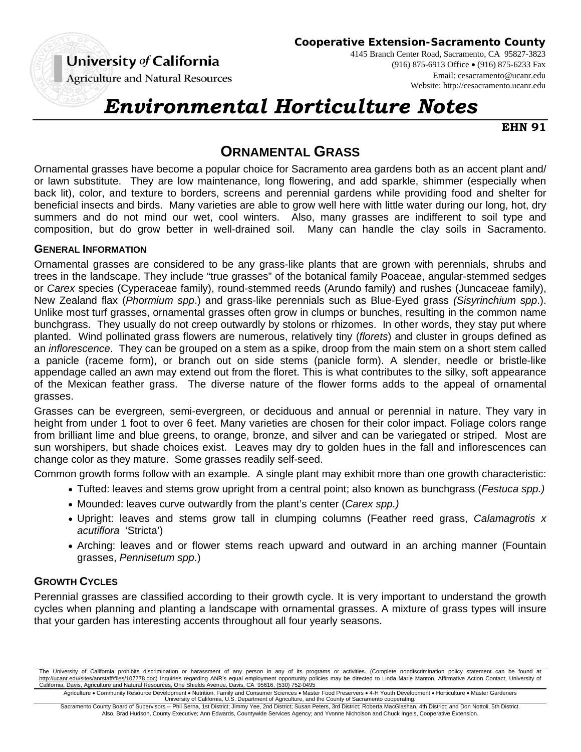**Cooperative Extension-Sacramento County**

4145 Branch Center Road, Sacramento, CA 95827-3823
(916) 875-6913 Office • (916) 875-6233 Fax
Email: cesacramento@ucanr.edu
Website: http://cesacramento.ucanr.edu

University *of* California
Agriculture and Natural Resources

# *Environmental Horticulture Notes*

**EHN 91**

## ORNAMENTAL GRASS

Ornamental grasses have become a popular choice for Sacramento area gardens both as an accent plant and/ or lawn substitute. They are low maintenance, long flowering, and add sparkle, shimmer (especially when back lit), color, and texture to borders, screens and perennial gardens while providing food and shelter for beneficial insects and birds. Many varieties are able to grow well here with little water during our long, hot, dry summers and do not mind our wet, cool winters. Also, many grasses are indifferent to soil type and composition, but do grow better in well-drained soil. Many can handle the clay soils in Sacramento.

### GENERAL INFORMATION

Ornamental grasses are considered to be any grass-like plants that are grown with perennials, shrubs and trees in the landscape. They include "true grasses" of the botanical family Poaceae, angular-stemmed sedges or *Carex* species (Cyperaceae family), round-stemmed reeds (Arundo family) and rushes (Juncaceae family), New Zealand flax (*Phormium spp*.) and grass-like perennials such as Blue-Eyed grass *(Sisyrinchium spp*.). Unlike most turf grasses, ornamental grasses often grow in clumps or bunches, resulting in the common name bunchgrass. They usually do not creep outwardly by stolons or rhizomes. In other words, they stay put where planted. Wind pollinated grass flowers are numerous, relatively tiny (*florets*) and cluster in groups defined as an *inflorescence*. They can be grouped on a stem as a spike, droop from the main stem on a short stem called a panicle (raceme form), or branch out on side stems (panicle form). A slender, needle or bristle-like appendage called an awn may extend out from the floret. This is what contributes to the silky, soft appearance of the Mexican feather grass. The diverse nature of the flower forms adds to the appeal of ornamental grasses.

Grasses can be evergreen, semi-evergreen, or deciduous and annual or perennial in nature. They vary in height from under 1 foot to over 6 feet. Many varieties are chosen for their color impact. Foliage colors range from brilliant lime and blue greens, to orange, bronze, and silver and can be variegated or striped. Most are sun worshipers, but shade choices exist. Leaves may dry to golden hues in the fall and inflorescences can change color as they mature. Some grasses readily self-seed.

Common growth forms follow with an example. A single plant may exhibit more than one growth characteristic:

- Tufted: leaves and stems grow upright from a central point; also known as bunchgrass (*Festuca spp.)*
- Mounded: leaves curve outwardly from the plant's center (*Carex spp.)*
- Upright: leaves and stems grow tall in clumping columns (Feather reed grass, *Calamagrotis x acutiflora* 'Stricta')
- Arching: leaves and or flower stems reach upward and outward in an arching manner (Fountain grasses, *Pennisetum spp*.)

### GROWTH CYCLES

Perennial grasses are classified according to their growth cycle. It is very important to understand the growth cycles when planning and planting a landscape with ornamental grasses. A mixture of grass types will insure that your garden has interesting accents throughout all four yearly seasons.

The University of California prohibits discrimination or harassment of any person in any of its programs or activities. (Complete nondiscrimination policy statement can be found at http://ucanr.edu/sites/anrstaff/files/107778.doc) Inquiries regarding ANR's equal employment opportunity policies may be directed to Linda Marie Manton, Affirmative Action Contact, University of California, Davis, Agriculture and Natural Resources, One Shields Avenue, Davis, CA 95616, (530) 752-0495

Agriculture • Community Resource Development • Nutrition, Family and Consumer Sciences • Master Food Preservers • 4-H Youth Development • Horticulture • Master Gardeners
University of California, U.S. Department of Agriculture, and the County of Sacramento cooperating.

Sacramento County Board of Supervisors -- Phil Serna, 1st District; Jimmy Yee, 2nd District; Susan Peters, 3rd District; Roberta MacGlashan, 4th District; and Don Nottoli, 5th District.
Also, Brad Hudson, County Executive; Ann Edwards, Countywide Services Agency; and Yvonne Nicholson and Chuck Ingels, Cooperative Extension.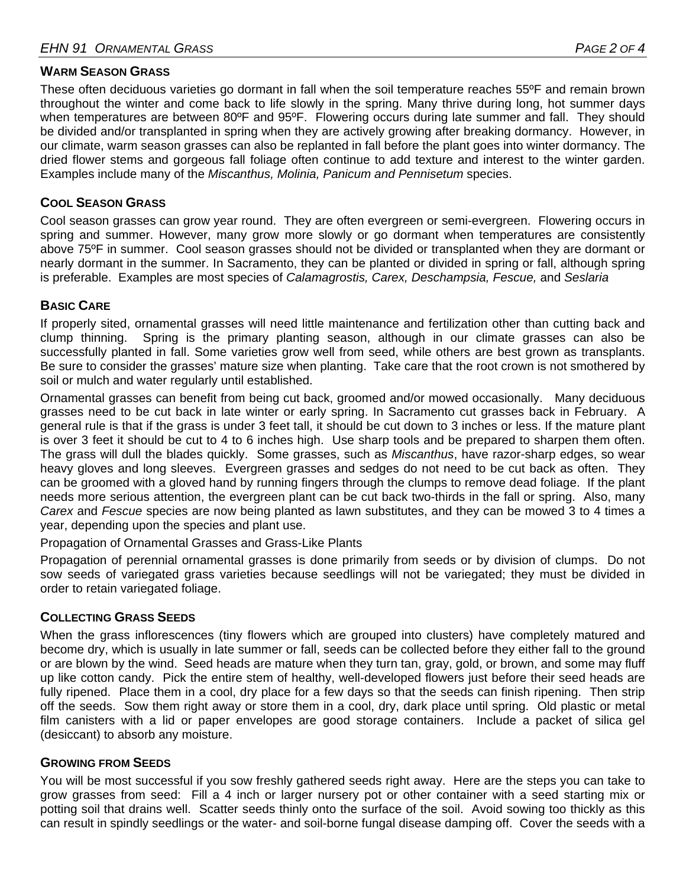## WARM SEASON GRASS

These often deciduous varieties go dormant in fall when the soil temperature reaches 55ºF and remain brown throughout the winter and come back to life slowly in the spring. Many thrive during long, hot summer days when temperatures are between 80ºF and 95ºF. Flowering occurs during late summer and fall. They should be divided and/or transplanted in spring when they are actively growing after breaking dormancy. However, in our climate, warm season grasses can also be replanted in fall before the plant goes into winter dormancy. The dried flower stems and gorgeous fall foliage often continue to add texture and interest to the winter garden. Examples include many of the *Miscanthus, Molinia, Panicum and Pennisetum* species.

## COOL SEASON GRASS

Cool season grasses can grow year round. They are often evergreen or semi-evergreen. Flowering occurs in spring and summer. However, many grow more slowly or go dormant when temperatures are consistently above 75ºF in summer. Cool season grasses should not be divided or transplanted when they are dormant or nearly dormant in the summer. In Sacramento, they can be planted or divided in spring or fall, although spring is preferable. Examples are most species of *Calamagrostis, Carex, Deschampsia, Fescue,* and *Seslaria*

## BASIC CARE

If properly sited, ornamental grasses will need little maintenance and fertilization other than cutting back and clump thinning. Spring is the primary planting season, although in our climate grasses can also be successfully planted in fall. Some varieties grow well from seed, while others are best grown as transplants. Be sure to consider the grasses' mature size when planting. Take care that the root crown is not smothered by soil or mulch and water regularly until established.

Ornamental grasses can benefit from being cut back, groomed and/or mowed occasionally. Many deciduous grasses need to be cut back in late winter or early spring. In Sacramento cut grasses back in February. A general rule is that if the grass is under 3 feet tall, it should be cut down to 3 inches or less. If the mature plant is over 3 feet it should be cut to 4 to 6 inches high. Use sharp tools and be prepared to sharpen them often. The grass will dull the blades quickly. Some grasses, such as *Miscanthus*, have razor-sharp edges, so wear heavy gloves and long sleeves. Evergreen grasses and sedges do not need to be cut back as often. They can be groomed with a gloved hand by running fingers through the clumps to remove dead foliage. If the plant needs more serious attention, the evergreen plant can be cut back two-thirds in the fall or spring. Also, many *Carex* and *Fescue* species are now being planted as lawn substitutes, and they can be mowed 3 to 4 times a year, depending upon the species and plant use.

Propagation of Ornamental Grasses and Grass-Like Plants

Propagation of perennial ornamental grasses is done primarily from seeds or by division of clumps. Do not sow seeds of variegated grass varieties because seedlings will not be variegated; they must be divided in order to retain variegated foliage.

## COLLECTING GRASS SEEDS

When the grass inflorescences (tiny flowers which are grouped into clusters) have completely matured and become dry, which is usually in late summer or fall, seeds can be collected before they either fall to the ground or are blown by the wind. Seed heads are mature when they turn tan, gray, gold, or brown, and some may fluff up like cotton candy. Pick the entire stem of healthy, well-developed flowers just before their seed heads are fully ripened. Place them in a cool, dry place for a few days so that the seeds can finish ripening. Then strip off the seeds. Sow them right away or store them in a cool, dry, dark place until spring. Old plastic or metal film canisters with a lid or paper envelopes are good storage containers. Include a packet of silica gel (desiccant) to absorb any moisture.

## GROWING FROM SEEDS

You will be most successful if you sow freshly gathered seeds right away. Here are the steps you can take to grow grasses from seed: Fill a 4 inch or larger nursery pot or other container with a seed starting mix or potting soil that drains well. Scatter seeds thinly onto the surface of the soil. Avoid sowing too thickly as this can result in spindly seedlings or the water- and soil-borne fungal disease damping off. Cover the seeds with a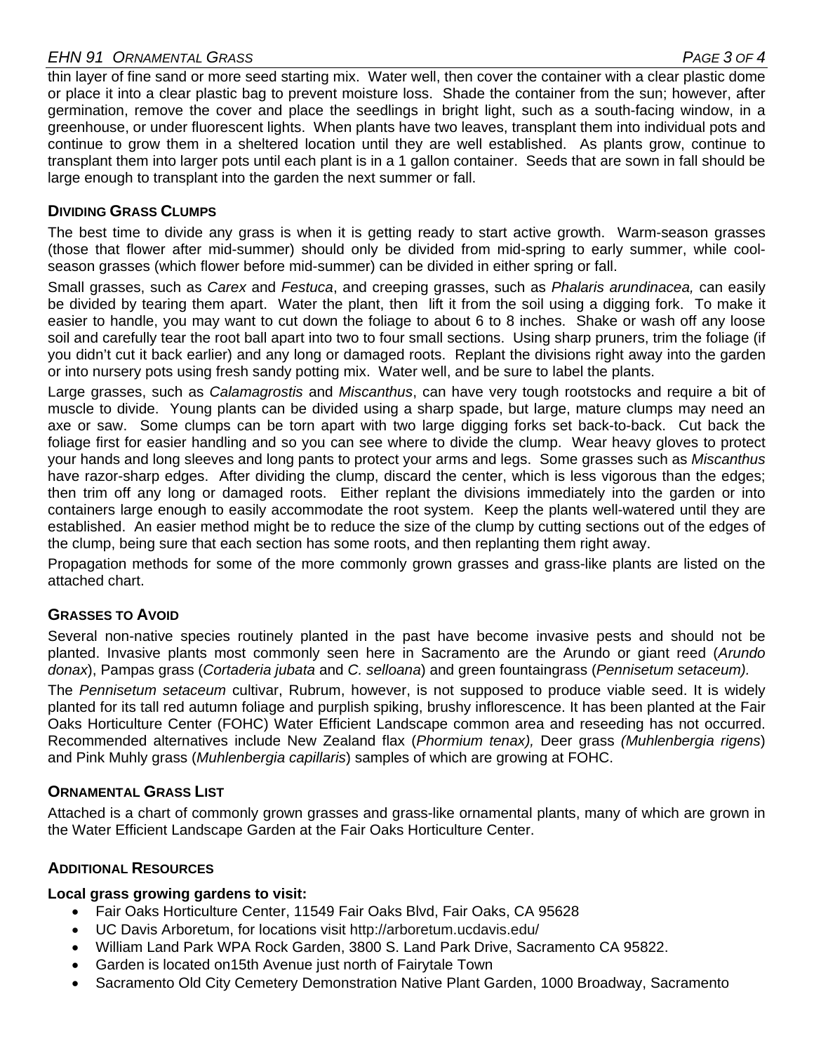thin layer of fine sand or more seed starting mix. Water well, then cover the container with a clear plastic dome or place it into a clear plastic bag to prevent moisture loss. Shade the container from the sun; however, after germination, remove the cover and place the seedlings in bright light, such as a south-facing window, in a greenhouse, or under fluorescent lights. When plants have two leaves, transplant them into individual pots and continue to grow them in a sheltered location until they are well established. As plants grow, continue to transplant them into larger pots until each plant is in a 1 gallon container. Seeds that are sown in fall should be large enough to transplant into the garden the next summer or fall.

## Dividing Grass Clumps

The best time to divide any grass is when it is getting ready to start active growth. Warm-season grasses (those that flower after mid-summer) should only be divided from mid-spring to early summer, while cool-season grasses (which flower before mid-summer) can be divided in either spring or fall.

Small grasses, such as *Carex* and *Festuca*, and creeping grasses, such as *Phalaris arundinacea,* can easily be divided by tearing them apart. Water the plant, then lift it from the soil using a digging fork. To make it easier to handle, you may want to cut down the foliage to about 6 to 8 inches. Shake or wash off any loose soil and carefully tear the root ball apart into two to four small sections. Using sharp pruners, trim the foliage (if you didn't cut it back earlier) and any long or damaged roots. Replant the divisions right away into the garden or into nursery pots using fresh sandy potting mix. Water well, and be sure to label the plants.

Large grasses, such as *Calamagrostis* and *Miscanthus*, can have very tough rootstocks and require a bit of muscle to divide. Young plants can be divided using a sharp spade, but large, mature clumps may need an axe or saw. Some clumps can be torn apart with two large digging forks set back-to-back. Cut back the foliage first for easier handling and so you can see where to divide the clump. Wear heavy gloves to protect your hands and long sleeves and long pants to protect your arms and legs. Some grasses such as *Miscanthus* have razor-sharp edges. After dividing the clump, discard the center, which is less vigorous than the edges; then trim off any long or damaged roots. Either replant the divisions immediately into the garden or into containers large enough to easily accommodate the root system. Keep the plants well-watered until they are established. An easier method might be to reduce the size of the clump by cutting sections out of the edges of the clump, being sure that each section has some roots, and then replanting them right away.

Propagation methods for some of the more commonly grown grasses and grass-like plants are listed on the attached chart.

## Grasses to Avoid

Several non-native species routinely planted in the past have become invasive pests and should not be planted. Invasive plants most commonly seen here in Sacramento are the Arundo or giant reed (*Arundo donax*), Pampas grass (*Cortaderia jubata* and *C. selloana*) and green fountaingrass (*Pennisetum setaceum).*

The *Pennisetum setaceum* cultivar, Rubrum, however, is not supposed to produce viable seed. It is widely planted for its tall red autumn foliage and purplish spiking, brushy inflorescence. It has been planted at the Fair Oaks Horticulture Center (FOHC) Water Efficient Landscape common area and reseeding has not occurred. Recommended alternatives include New Zealand flax (*Phormium tenax),* Deer grass *(Muhlenbergia rigens*) and Pink Muhly grass (*Muhlenbergia capillaris*) samples of which are growing at FOHC.

## Ornamental Grass List

Attached is a chart of commonly grown grasses and grass-like ornamental plants, many of which are grown in the Water Efficient Landscape Garden at the Fair Oaks Horticulture Center.

## Additional Resources

**Local grass growing gardens to visit:**

- Fair Oaks Horticulture Center, 11549 Fair Oaks Blvd, Fair Oaks, CA 95628
- UC Davis Arboretum, for locations visit http://arboretum.ucdavis.edu/
- William Land Park WPA Rock Garden, 3800 S. Land Park Drive, Sacramento CA 95822.
- Garden is located on15th Avenue just north of Fairytale Town
- Sacramento Old City Cemetery Demonstration Native Plant Garden, 1000 Broadway, Sacramento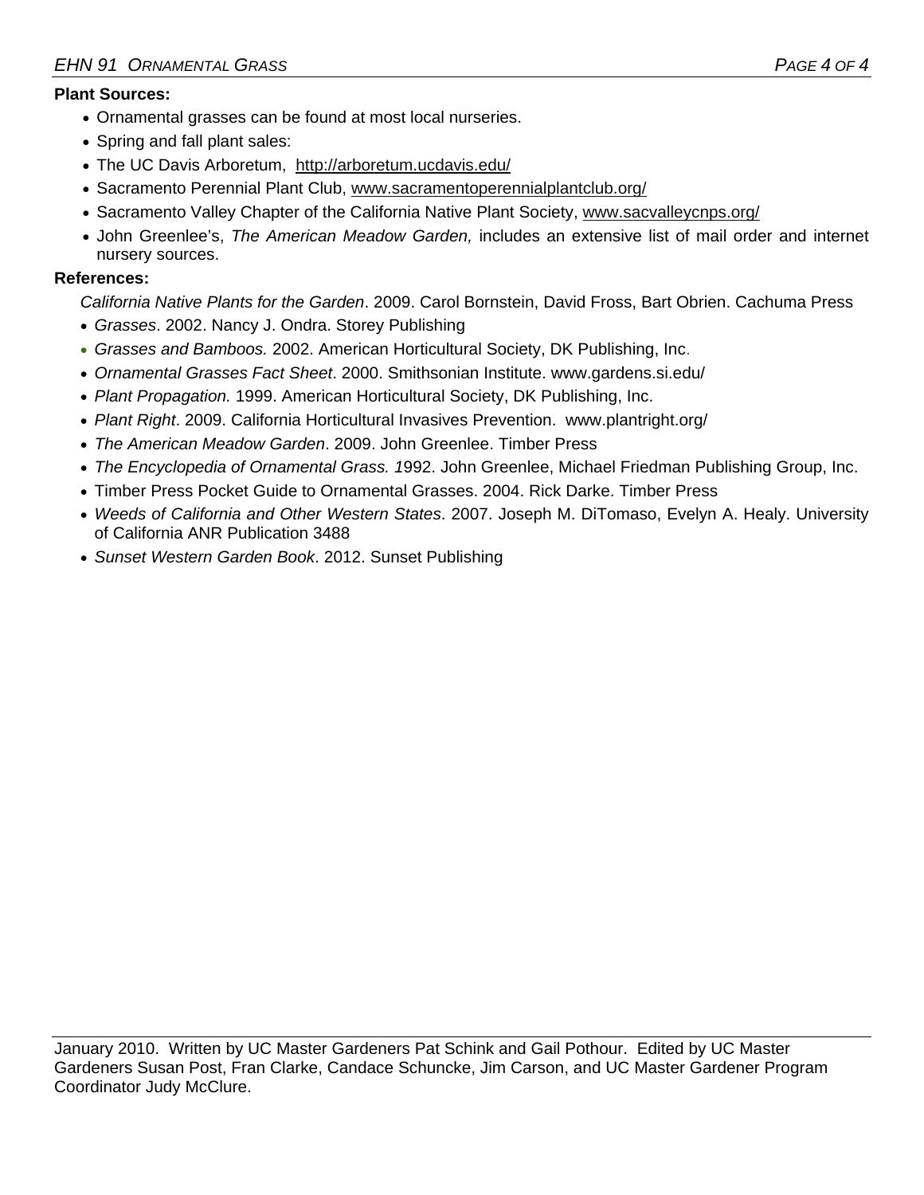**Plant Sources:**

- Ornamental grasses can be found at most local nurseries.
- Spring and fall plant sales:
- The UC Davis Arboretum, http://arboretum.ucdavis.edu/
- Sacramento Perennial Plant Club, www.sacramentoperennialplantclub.org/
- Sacramento Valley Chapter of the California Native Plant Society, www.sacvalleycnps.org/
- John Greenlee's, *The American Meadow Garden,* includes an extensive list of mail order and internet nursery sources.

**References:**

*California Native Plants for the Garden*. 2009. Carol Bornstein, David Fross, Bart Obrien. Cachuma Press

- *Grasses*. 2002. Nancy J. Ondra. Storey Publishing
- *Grasses and Bamboos.* 2002. American Horticultural Society, DK Publishing, Inc.
- *Ornamental Grasses Fact Sheet*. 2000. Smithsonian Institute. www.gardens.si.edu/
- *Plant Propagation.* 1999. American Horticultural Society, DK Publishing, Inc.
- *Plant Right*. 2009. California Horticultural Invasives Prevention. www.plantright.org/
- *The American Meadow Garden*. 2009. John Greenlee. Timber Press
- *The Encyclopedia of Ornamental Grass. 1*992. John Greenlee, Michael Friedman Publishing Group, Inc.
- Timber Press Pocket Guide to Ornamental Grasses. 2004. Rick Darke. Timber Press
- *Weeds of California and Other Western States*. 2007. Joseph M. DiTomaso, Evelyn A. Healy. University of California ANR Publication 3488
- *Sunset Western Garden Book*. 2012. Sunset Publishing

January 2010. Written by UC Master Gardeners Pat Schink and Gail Pothour. Edited by UC Master Gardeners Susan Post, Fran Clarke, Candace Schuncke, Jim Carson, and UC Master Gardener Program Coordinator Judy McClure.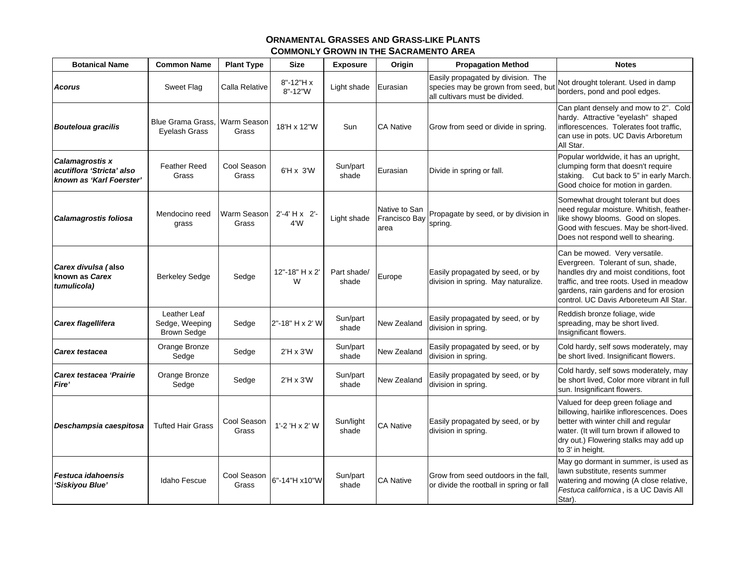## Ornamental Grasses and Grass-like Plants Commonly Grown in the Sacramento Area

| Botanical Name | Common Name | Plant Type | Size | Exposure | Origin | Propagation Method | Notes |
|---|---|---|---|---|---|---|---|
| ***Acorus*** | Sweet Flag | Calla Relative | 8"-12"H x 8"-12"W | Light shade | Eurasian | Easily propagated by division. The species may be grown from seed, but all cultivars must be divided. | Not drought tolerant. Used in damp borders, pond and pool edges. |
| ***Bouteloua gracilis*** | Blue Grama Grass, Eyelash Grass | Warm Season Grass | 18'H x 12"W | Sun | CA Native | Grow from seed or divide in spring. | Can plant densely and mow to 2". Cold hardy. Attractive "eyelash" shaped inflorescences. Tolerates foot traffic, can use in pots. UC Davis Arboretum All Star. |
| ***Calamagrostis x acutiflora 'Stricta' also known as 'Karl Foerster'*** | Feather Reed Grass | Cool Season Grass | 6'H x 3'W | Sun/part shade | Eurasian | Divide in spring or fall. | Popular worldwide, it has an upright, clumping form that doesn't require staking. Cut back to 5" in early March. Good choice for motion in garden. |
| ***Calamagrostis foliosa*** | Mendocino reed grass | Warm Season Grass | 2'-4' H x 2'-4'W | Light shade | Native to San Francisco Bay area | Propagate by seed, or by division in spring. | Somewhat drought tolerant but does need regular moisture. Whitish, feather-like showy blooms. Good on slopes. Good with fescues. May be short-lived. Does not respond well to shearing. |
| ***Carex divulsa* (also known as *Carex tumulicola*)** | Berkeley Sedge | Sedge | 12"-18" H x 2' W | Part shade/ shade | Europe | Easily propagated by seed, or by division in spring. May naturalize. | Can be mowed. Very versatile. Evergreen. Tolerant of sun, shade, handles dry and moist conditions, foot traffic, and tree roots. Used in meadow gardens, rain gardens and for erosion control. UC Davis Arboreteum All Star. |
| ***Carex flagellifera*** | Leather Leaf Sedge, Weeping Brown Sedge | Sedge | 2"-18" H x 2' W | Sun/part shade | New Zealand | Easily propagated by seed, or by division in spring. | Reddish bronze foliage, wide spreading, may be short lived. Insignificant flowers. |
| ***Carex testacea*** | Orange Bronze Sedge | Sedge | 2'H x 3'W | Sun/part shade | New Zealand | Easily propagated by seed, or by division in spring. | Cold hardy, self sows moderately, may be short lived. Insignificant flowers. |
| ***Carex testacea 'Prairie Fire'*** | Orange Bronze Sedge | Sedge | 2'H x 3'W | Sun/part shade | New Zealand | Easily propagated by seed, or by division in spring. | Cold hardy, self sows moderately, may be short lived, Color more vibrant in full sun. Insignificant flowers. |
| ***Deschampsia caespitosa*** | Tufted Hair Grass | Cool Season Grass | 1'-2 'H x 2' W | Sun/light shade | CA Native | Easily propagated by seed, or by division in spring. | Valued for deep green foliage and billowing, hairlike inflorescences. Does better with winter chill and regular water. (It will turn brown if allowed to dry out.) Flowering stalks may add up to 3' in height. |
| ***Festuca idahoensis 'Siskiyou Blue'*** | Idaho Fescue | Cool Season Grass | 6"-14"H x10"W | Sun/part shade | CA Native | Grow from seed outdoors in the fall, or divide the rootball in spring or fall | May go dormant in summer, is used as lawn substitute, resents summer watering and mowing (A close relative, *Festuca californica*, is a UC Davis All Star). |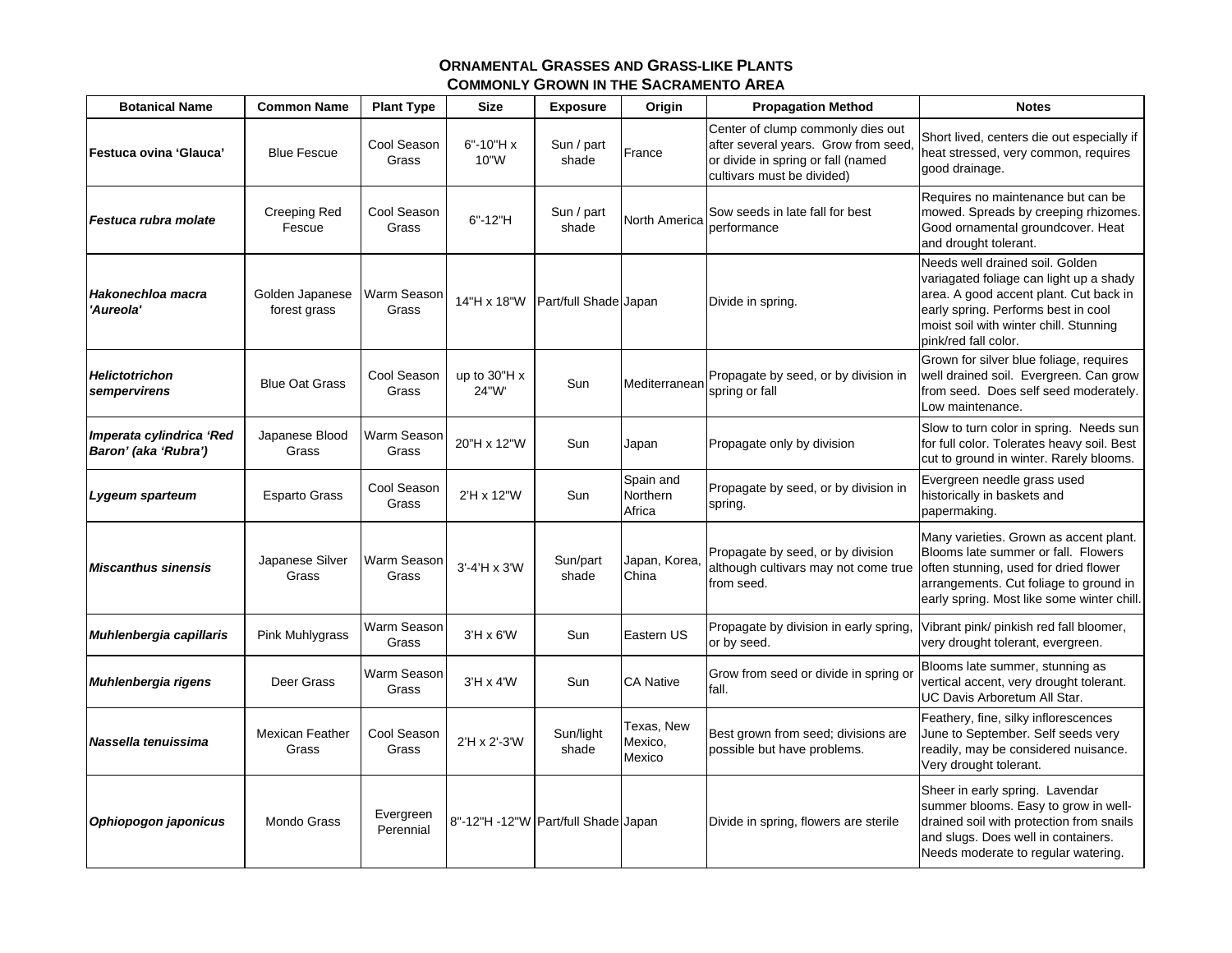## ORNAMENTAL GRASSES AND GRASS-LIKE PLANTS COMMONLY GROWN IN THE SACRAMENTO AREA

| Botanical Name | Common Name | Plant Type | Size | Exposure | Origin | Propagation Method | Notes |
|---|---|---|---|---|---|---|---|
| **Festuca ovina 'Glauca'** | Blue Fescue | Cool Season Grass | 6"-10"H x 10"W | Sun / part shade | France | Center of clump commonly dies out after several years. Grow from seed, or divide in spring or fall (named cultivars must be divided) | Short lived, centers die out especially if heat stressed, very common, requires good drainage. |
| ***Festuca rubra molate*** | Creeping Red Fescue | Cool Season Grass | 6"-12"H | Sun / part shade | North America | Sow seeds in late fall for best performance | Requires no maintenance but can be mowed. Spreads by creeping rhizomes. Good ornamental groundcover. Heat and drought tolerant. |
| ***Hakonechloa macra 'Aureola'*** | Golden Japanese forest grass | Warm Season Grass | 14"H x 18"W | Part/full Shade | Japan | Divide in spring. | Needs well drained soil. Golden variagated foliage can light up a shady area. A good accent plant. Cut back in early spring. Performs best in cool moist soil with winter chill. Stunning pink/red fall color. |
| ***Helictotrichon sempervirens*** | Blue Oat Grass | Cool Season Grass | up to 30"H x 24"W' | Sun | Mediterranean | Propagate by seed, or by division in spring or fall | Grown for silver blue foliage, requires well drained soil. Evergreen. Can grow from seed. Does self seed moderately. Low maintenance. |
| ***Imperata cylindrica 'Red Baron' (aka 'Rubra')*** | Japanese Blood Grass | Warm Season Grass | 20"H x 12"W | Sun | Japan | Propagate only by division | Slow to turn color in spring. Needs sun for full color. Tolerates heavy soil. Best cut to ground in winter. Rarely blooms. |
| ***Lygeum sparteum*** | Esparto Grass | Cool Season Grass | 2'H x 12"W | Sun | Spain and Northern Africa | Propagate by seed, or by division in spring. | Evergreen needle grass used historically in baskets and papermaking. |
| ***Miscanthus sinensis*** | Japanese Silver Grass | Warm Season Grass | 3'-4'H x 3'W | Sun/part shade | Japan, Korea, China | Propagate by seed, or by division although cultivars may not come true from seed. | Many varieties. Grown as accent plant. Blooms late summer or fall. Flowers often stunning, used for dried flower arrangements. Cut foliage to ground in early spring. Most like some winter chill. |
| ***Muhlenbergia capillaris*** | Pink Muhlygrass | Warm Season Grass | 3'H x 6'W | Sun | Eastern US | Propagate by division in early spring, or by seed. | Vibrant pink/ pinkish red fall bloomer, very drought tolerant, evergreen. |
| ***Muhlenbergia rigens*** | Deer Grass | Warm Season Grass | 3'H x 4'W | Sun | CA Native | Grow from seed or divide in spring or fall. | Blooms late summer, stunning as vertical accent, very drought tolerant. UC Davis Arboretum All Star. |
| ***Nassella tenuissima*** | Mexican Feather Grass | Cool Season Grass | 2'H x 2'-3'W | Sun/light shade | Texas, New Mexico, Mexico | Best grown from seed; divisions are possible but have problems. | Feathery, fine, silky inflorescences June to September. Self seeds very readily, may be considered nuisance. Very drought tolerant. |
| ***Ophiopogon japonicus*** | Mondo Grass | Evergreen Perennial | 8"-12"H -12"W | Part/full Shade | Japan | Divide in spring, flowers are sterile | Sheer in early spring. Lavendar summer blooms. Easy to grow in well-drained soil with protection from snails and slugs. Does well in containers. Needs moderate to regular watering. |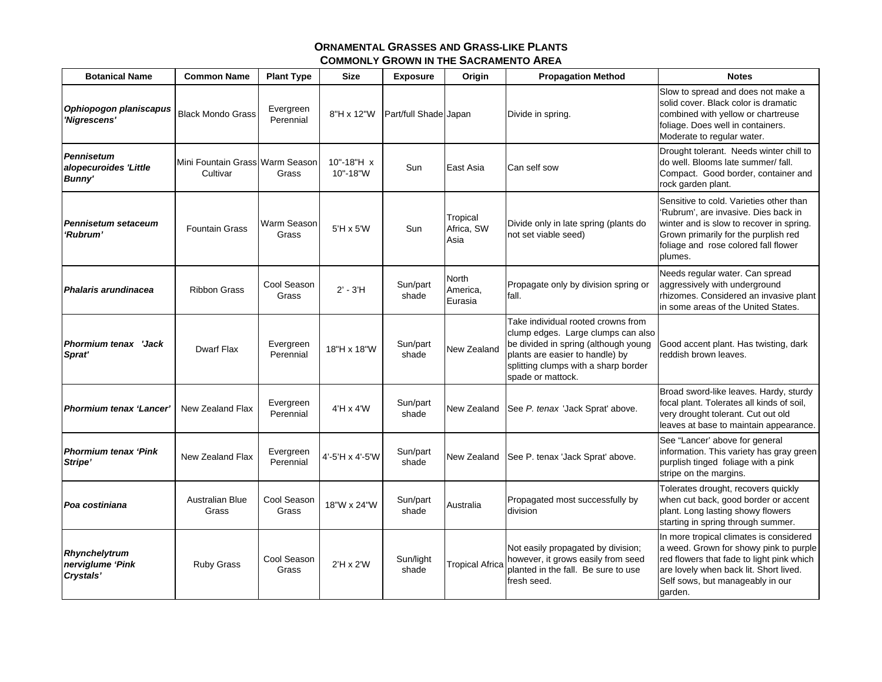## Ornamental Grasses and Grass-like Plants Commonly Grown in the Sacramento Area

| Botanical Name | Common Name | Plant Type | Size | Exposure | Origin | Propagation Method | Notes |
|---|---|---|---|---|---|---|---|
| ***Ophiopogon planiscapus 'Nigrescens'*** | Black Mondo Grass | Evergreen Perennial | 8"H x 12"W | Part/full Shade | Japan | Divide in spring. | Slow to spread and does not make a solid cover. Black color is dramatic combined with yellow or chartreuse foliage. Does well in containers. Moderate to regular water. |
| ***Pennisetum alopecuroides 'Little Bunny'*** | Mini Fountain Grass Cultivar | Warm Season Grass | 10"-18"H x 10"-18"W | Sun | East Asia | Can self sow | Drought tolerant. Needs winter chill to do well. Blooms late summer/ fall. Compact. Good border, container and rock garden plant. |
| ***Pennisetum setaceum 'Rubrum'*** | Fountain Grass | Warm Season Grass | 5'H x 5'W | Sun | Tropical Africa, SW Asia | Divide only in late spring (plants do not set viable seed) | Sensitive to cold. Varieties other than 'Rubrum', are invasive. Dies back in winter and is slow to recover in spring. Grown primarily for the purplish red foliage and rose colored fall flower plumes. |
| ***Phalaris arundinacea*** | Ribbon Grass | Cool Season Grass | 2' - 3'H | Sun/part shade | North America, Eurasia | Propagate only by division spring or fall. | Needs regular water. Can spread aggressively with underground rhizomes. Considered an invasive plant in some areas of the United States. |
| ***Phormium tenax 'Jack Sprat'*** | Dwarf Flax | Evergreen Perennial | 18"H x 18"W | Sun/part shade | New Zealand | Take individual rooted crowns from clump edges. Large clumps can also be divided in spring (although young plants are easier to handle) by splitting clumps with a sharp border spade or mattock. | Good accent plant. Has twisting, dark reddish brown leaves. |
| ***Phormium tenax 'Lancer'*** | New Zealand Flax | Evergreen Perennial | 4'H x 4'W | Sun/part shade | New Zealand | See *P. tenax* 'Jack Sprat' above. | Broad sword-like leaves. Hardy, sturdy focal plant. Tolerates all kinds of soil, very drought tolerant. Cut out old leaves at base to maintain appearance. |
| ***Phormium tenax 'Pink Stripe'*** | New Zealand Flax | Evergreen Perennial | 4'-5'H x 4'-5'W | Sun/part shade | New Zealand | See P. tenax 'Jack Sprat' above. | See "Lancer' above for general information. This variety has gray green purplish tinged foliage with a pink stripe on the margins. |
| ***Poa costiniana*** | Australian Blue Grass | Cool Season Grass | 18"W x 24"W | Sun/part shade | Australia | Propagated most successfully by division | Tolerates drought, recovers quickly when cut back, good border or accent plant. Long lasting showy flowers starting in spring through summer. |
| ***Rhynchelytrum nerviglume 'Pink Crystals'*** | Ruby Grass | Cool Season Grass | 2'H x 2'W | Sun/light shade | Tropical Africa | Not easily propagated by division; however, it grows easily from seed planted in the fall. Be sure to use fresh seed. | In more tropical climates is considered a weed. Grown for showy pink to purple red flowers that fade to light pink which are lovely when back lit. Short lived. Self sows, but manageably in our garden. |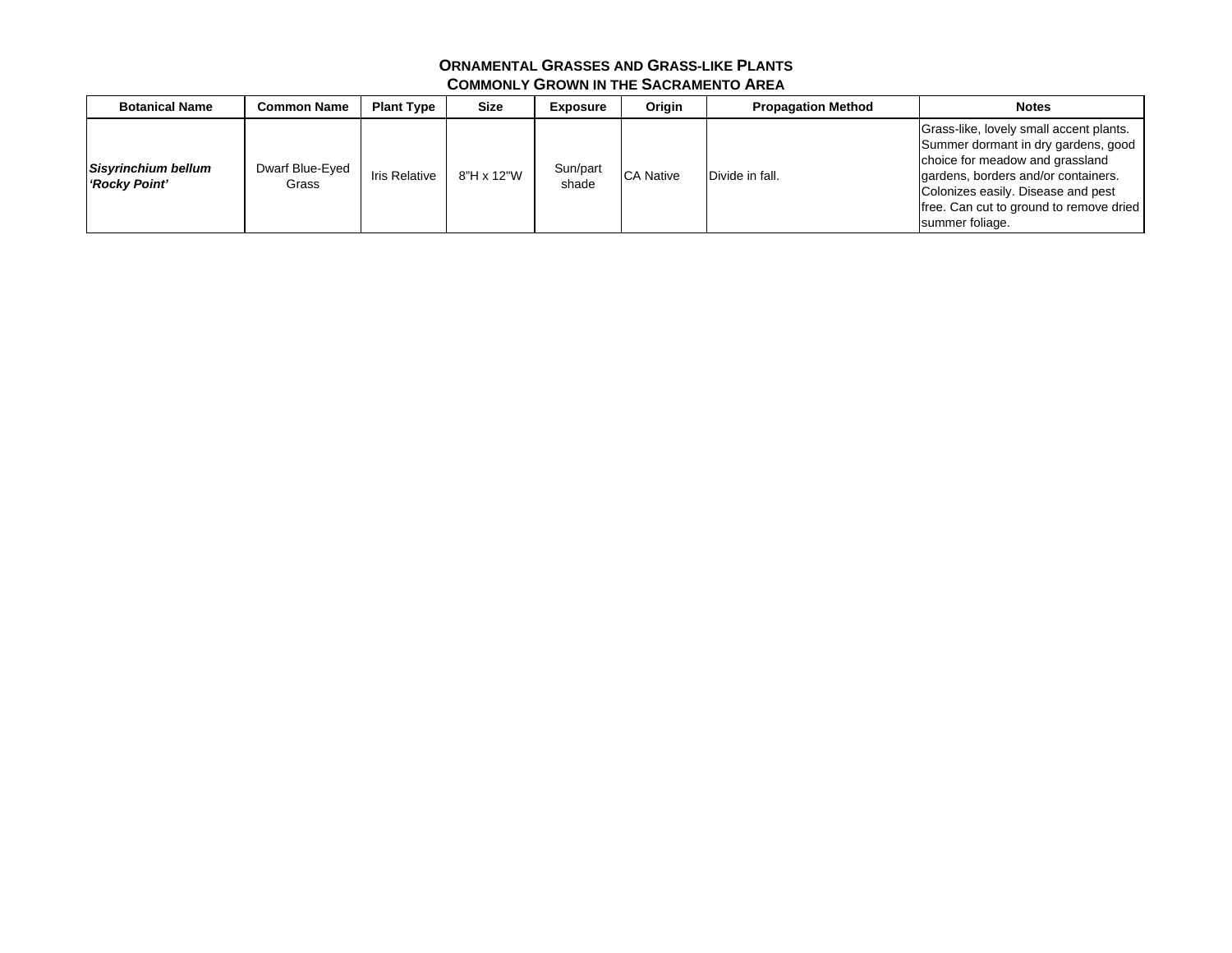## Ornamental Grasses and Grass-like Plants Commonly Grown in the Sacramento Area

| Botanical Name | Common Name | Plant Type | Size | Exposure | Origin | Propagation Method | Notes |
|---|---|---|---|---|---|---|---|
| ***Sisyrinchium bellum 'Rocky Point'*** | Dwarf Blue-Eyed Grass | Iris Relative | 8"H x 12"W | Sun/part shade | CA Native | Divide in fall. | Grass-like, lovely small accent plants. Summer dormant in dry gardens, good choice for meadow and grassland gardens, borders and/or containers. Colonizes easily. Disease and pest free. Can cut to ground to remove dried summer foliage. |